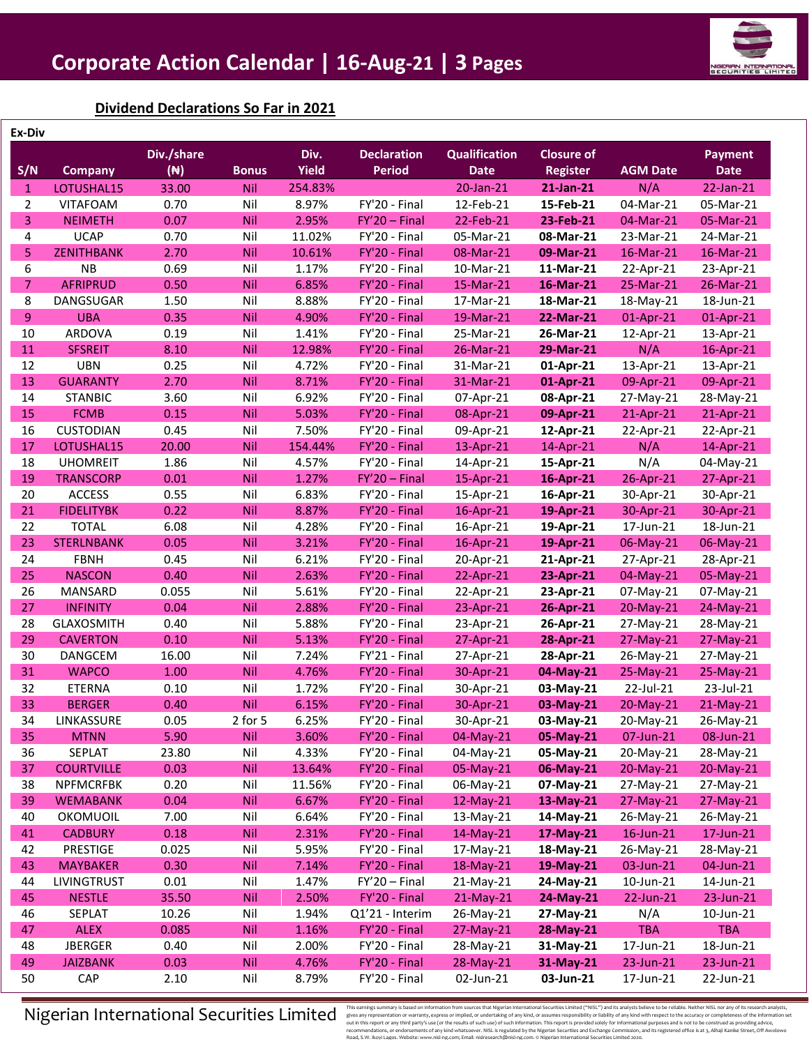# Corporate Action Calendar | 16-Aug-21 | 3 Pages

## Dividend Declarations So Far in 2021

**Ex-Div**

| S/N | Company | Div./share (₦) | Bonus | Div. Yield | Declaration Period | Qualification Date | Closure of Register | AGM Date | Payment Date |
|---|---|---|---|---|---|---|---|---|---|
| 1 | LOTUSHAL15 | 33.00 | Nil | 254.83% | | 20-Jan-21 | **21-Jan-21** | N/A | 22-Jan-21 |
| 2 | VITAFOAM | 0.70 | Nil | 8.97% | FY'20 - Final | 12-Feb-21 | **15-Feb-21** | 04-Mar-21 | 05-Mar-21 |
| 3 | NEIMETH | 0.07 | Nil | 2.95% | FY'20 – Final | 22-Feb-21 | **23-Feb-21** | 04-Mar-21 | 05-Mar-21 |
| 4 | UCAP | 0.70 | Nil | 11.02% | FY'20 - Final | 05-Mar-21 | **08-Mar-21** | 23-Mar-21 | 24-Mar-21 |
| 5 | ZENITHBANK | 2.70 | Nil | 10.61% | FY'20 - Final | 08-Mar-21 | **09-Mar-21** | 16-Mar-21 | 16-Mar-21 |
| 6 | NB | 0.69 | Nil | 1.17% | FY'20 - Final | 10-Mar-21 | **11-Mar-21** | 22-Apr-21 | 23-Apr-21 |
| 7 | AFRIPRUD | 0.50 | Nil | 6.85% | FY'20 - Final | 15-Mar-21 | **16-Mar-21** | 25-Mar-21 | 26-Mar-21 |
| 8 | DANGSUGAR | 1.50 | Nil | 8.88% | FY'20 - Final | 17-Mar-21 | **18-Mar-21** | 18-May-21 | 18-Jun-21 |
| 9 | UBA | 0.35 | Nil | 4.90% | FY'20 - Final | 19-Mar-21 | **22-Mar-21** | 01-Apr-21 | 01-Apr-21 |
| 10 | ARDOVA | 0.19 | Nil | 1.41% | FY'20 - Final | 25-Mar-21 | **26-Mar-21** | 12-Apr-21 | 13-Apr-21 |
| 11 | SFSREIT | 8.10 | Nil | 12.98% | FY'20 - Final | 26-Mar-21 | **29-Mar-21** | N/A | 16-Apr-21 |
| 12 | UBN | 0.25 | Nil | 4.72% | FY'20 - Final | 31-Mar-21 | **01-Apr-21** | 13-Apr-21 | 13-Apr-21 |
| 13 | GUARANTY | 2.70 | Nil | 8.71% | FY'20 - Final | 31-Mar-21 | **01-Apr-21** | 09-Apr-21 | 09-Apr-21 |
| 14 | STANBIC | 3.60 | Nil | 6.92% | FY'20 - Final | 07-Apr-21 | **08-Apr-21** | 27-May-21 | 28-May-21 |
| 15 | FCMB | 0.15 | Nil | 5.03% | FY'20 - Final | 08-Apr-21 | **09-Apr-21** | 21-Apr-21 | 21-Apr-21 |
| 16 | CUSTODIAN | 0.45 | Nil | 7.50% | FY'20 - Final | 09-Apr-21 | **12-Apr-21** | 22-Apr-21 | 22-Apr-21 |
| 17 | LOTUSHAL15 | 20.00 | Nil | 154.44% | FY'20 - Final | 13-Apr-21 | 14-Apr-21 | N/A | 14-Apr-21 |
| 18 | UHOMREIT | 1.86 | Nil | 4.57% | FY'20 - Final | 14-Apr-21 | **15-Apr-21** | N/A | 04-May-21 |
| 19 | TRANSCORP | 0.01 | Nil | 1.27% | FY'20 – Final | 15-Apr-21 | **16-Apr-21** | 26-Apr-21 | 27-Apr-21 |
| 20 | ACCESS | 0.55 | Nil | 6.83% | FY'20 - Final | 15-Apr-21 | **16-Apr-21** | 30-Apr-21 | 30-Apr-21 |
| 21 | FIDELITYBK | 0.22 | Nil | 8.87% | FY'20 - Final | 16-Apr-21 | **19-Apr-21** | 30-Apr-21 | 30-Apr-21 |
| 22 | TOTAL | 6.08 | Nil | 4.28% | FY'20 - Final | 16-Apr-21 | **19-Apr-21** | 17-Jun-21 | 18-Jun-21 |
| 23 | STERLNBANK | 0.05 | Nil | 3.21% | FY'20 - Final | 16-Apr-21 | **19-Apr-21** | 06-May-21 | 06-May-21 |
| 24 | FBNH | 0.45 | Nil | 6.21% | FY'20 - Final | 20-Apr-21 | **21-Apr-21** | 27-Apr-21 | 28-Apr-21 |
| 25 | NASCON | 0.40 | Nil | 2.63% | FY'20 - Final | 22-Apr-21 | **23-Apr-21** | 04-May-21 | 05-May-21 |
| 26 | MANSARD | 0.055 | Nil | 5.61% | FY'20 - Final | 22-Apr-21 | **23-Apr-21** | 07-May-21 | 07-May-21 |
| 27 | INFINITY | 0.04 | Nil | 2.88% | FY'20 - Final | 23-Apr-21 | **26-Apr-21** | 20-May-21 | 24-May-21 |
| 28 | GLAXOSMITH | 0.40 | Nil | 5.88% | FY'20 - Final | 23-Apr-21 | **26-Apr-21** | 27-May-21 | 28-May-21 |
| 29 | CAVERTON | 0.10 | Nil | 5.13% | FY'20 - Final | 27-Apr-21 | **28-Apr-21** | 27-May-21 | 27-May-21 |
| 30 | DANGCEM | 16.00 | Nil | 7.24% | FY'21 - Final | 27-Apr-21 | **28-Apr-21** | 26-May-21 | 27-May-21 |
| 31 | WAPCO | 1.00 | Nil | 4.76% | FY'20 - Final | 30-Apr-21 | **04-May-21** | 25-May-21 | 25-May-21 |
| 32 | ETERNA | 0.10 | Nil | 1.72% | FY'20 - Final | 30-Apr-21 | **03-May-21** | 22-Jul-21 | 23-Jul-21 |
| 33 | BERGER | 0.40 | Nil | 6.15% | FY'20 - Final | 30-Apr-21 | **03-May-21** | 20-May-21 | 21-May-21 |
| 34 | LINKASSURE | 0.05 | 2 for 5 | 6.25% | FY'20 - Final | 30-Apr-21 | **03-May-21** | 20-May-21 | 26-May-21 |
| 35 | MTNN | 5.90 | Nil | 3.60% | FY'20 - Final | 04-May-21 | **05-May-21** | 07-Jun-21 | 08-Jun-21 |
| 36 | SEPLAT | 23.80 | Nil | 4.33% | FY'20 - Final | 04-May-21 | **05-May-21** | 20-May-21 | 28-May-21 |
| 37 | COURTVILLE | 0.03 | Nil | 13.64% | FY'20 - Final | 05-May-21 | **06-May-21** | 20-May-21 | 20-May-21 |
| 38 | NPFMCRFBK | 0.20 | Nil | 11.56% | FY'20 - Final | 06-May-21 | **07-May-21** | 27-May-21 | 27-May-21 |
| 39 | WEMABANK | 0.04 | Nil | 6.67% | FY'20 - Final | 12-May-21 | **13-May-21** | 27-May-21 | 27-May-21 |
| 40 | OKOMUOIL | 7.00 | Nil | 6.64% | FY'20 - Final | 13-May-21 | **14-May-21** | 26-May-21 | 26-May-21 |
| 41 | CADBURY | 0.18 | Nil | 2.31% | FY'20 - Final | 14-May-21 | **17-May-21** | 16-Jun-21 | 17-Jun-21 |
| 42 | PRESTIGE | 0.025 | Nil | 5.95% | FY'20 - Final | 17-May-21 | **18-May-21** | 26-May-21 | 28-May-21 |
| 43 | MAYBAKER | 0.30 | Nil | 7.14% | FY'20 - Final | 18-May-21 | **19-May-21** | 03-Jun-21 | 04-Jun-21 |
| 44 | LIVINGTRUST | 0.01 | Nil | 1.47% | FY'20 – Final | 21-May-21 | **24-May-21** | 10-Jun-21 | 14-Jun-21 |
| 45 | NESTLE | 35.50 | Nil | 2.50% | FY'20 - Final | 21-May-21 | **24-May-21** | 22-Jun-21 | 23-Jun-21 |
| 46 | SEPLAT | 10.26 | Nil | 1.94% | Q1'21 - Interim | 26-May-21 | **27-May-21** | N/A | 10-Jun-21 |
| 47 | ALEX | 0.085 | Nil | 1.16% | FY'20 - Final | 27-May-21 | **28-May-21** | TBA | TBA |
| 48 | JBERGER | 0.40 | Nil | 2.00% | FY'20 - Final | 28-May-21 | **31-May-21** | 17-Jun-21 | 18-Jun-21 |
| 49 | JAIZBANK | 0.03 | Nil | 4.76% | FY'20 - Final | 28-May-21 | **31-May-21** | 23-Jun-21 | 23-Jun-21 |
| 50 | CAP | 2.10 | Nil | 8.79% | FY'20 - Final | 02-Jun-21 | **03-Jun-21** | 17-Jun-21 | 22-Jun-21 |

Nigerian International Securities Limited

This earnings summary is based on information from sources that Nigerian International Securities Limited ("NISL") and its analysts believe to be reliable. Neither NISL nor any of its research analysts, gives any representation or warranty, express or implied, or undertaking of any kind, or assumes responsibility or liability of any kind with respect to the accuracy or completeness of the information set out in this report or any third party's use (or the results of such use) of such information. This report is provided solely for informational purposes and is not to be construed as providing advice, recommendations, or endorsements of any kind whatsoever. NISL is regulated by the Nigerian Securities and Exchange Commission, and its registered office is at 3, Alhaji Kanike Street, Off Awolowo Road, S.W. Ikoyi Lagos. Website: www.nisl-ng.com; Email: nislresearch@nisl-ng.com. © Nigerian International Securities Limited 2020.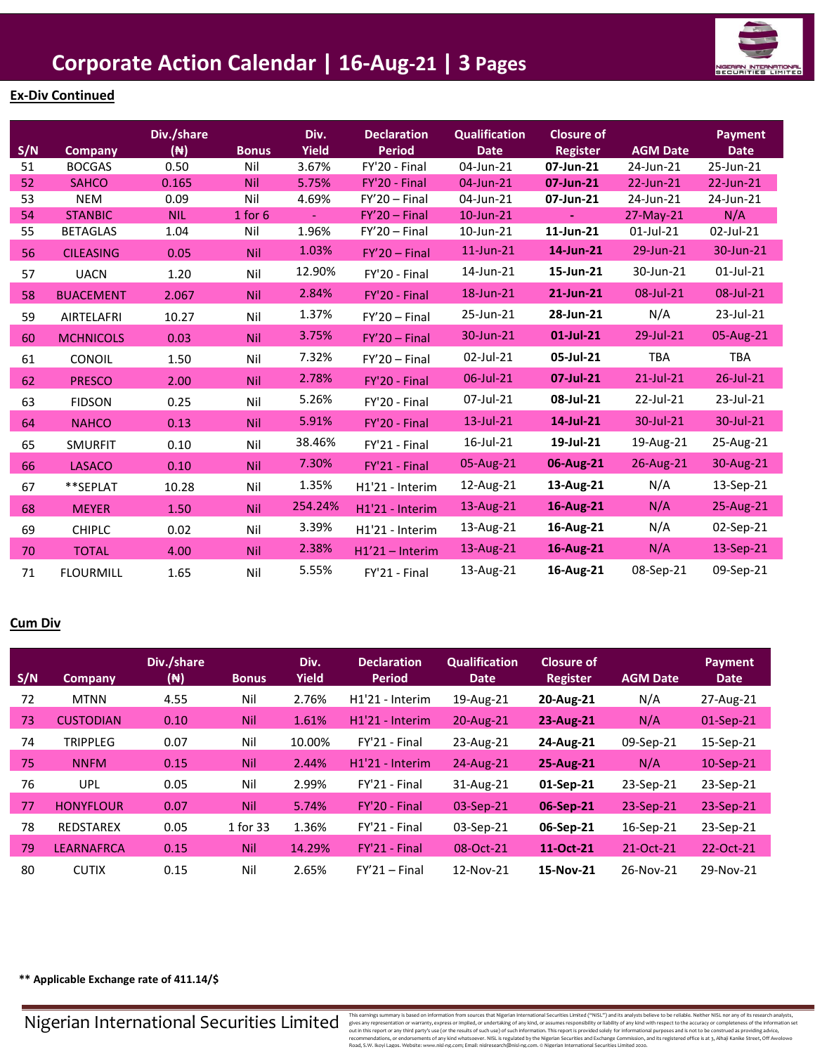# Corporate Action Calendar | 16-Aug-21 | 3 Pages

## Ex-Div Continued

| S/N | Company | Div./share (₦) | Bonus | Div. Yield | Declaration Period | Qualification Date | Closure of Register | AGM Date | Payment Date |
|---|---|---|---|---|---|---|---|---|---|
| 51 | BOCGAS | 0.50 | Nil | 3.67% | FY'20 - Final | 04-Jun-21 | **07-Jun-21** | 24-Jun-21 | 25-Jun-21 |
| 52 | SAHCO | 0.165 | Nil | 5.75% | FY'20 - Final | 04-Jun-21 | **07-Jun-21** | 22-Jun-21 | 22-Jun-21 |
| 53 | NEM | 0.09 | Nil | 4.69% | FY'20 – Final | 04-Jun-21 | **07-Jun-21** | 24-Jun-21 | 24-Jun-21 |
| 54 | STANBIC | NIL | 1 for 6 | - | FY'20 – Final | 10-Jun-21 | - | 27-May-21 | N/A |
| 55 | BETAGLAS | 1.04 | Nil | 1.96% | FY'20 – Final | 10-Jun-21 | **11-Jun-21** | 01-Jul-21 | 02-Jul-21 |
| 56 | CILEASING | 0.05 | Nil | 1.03% | FY'20 – Final | 11-Jun-21 | **14-Jun-21** | 29-Jun-21 | 30-Jun-21 |
| 57 | UACN | 1.20 | Nil | 12.90% | FY'20 - Final | 14-Jun-21 | **15-Jun-21** | 30-Jun-21 | 01-Jul-21 |
| 58 | BUACEMENT | 2.067 | Nil | 2.84% | FY'20 - Final | 18-Jun-21 | **21-Jun-21** | 08-Jul-21 | 08-Jul-21 |
| 59 | AIRTELAFRI | 10.27 | Nil | 1.37% | FY'20 – Final | 25-Jun-21 | **28-Jun-21** | N/A | 23-Jul-21 |
| 60 | MCHNICOLS | 0.03 | Nil | 3.75% | FY'20 – Final | 30-Jun-21 | **01-Jul-21** | 29-Jul-21 | 05-Aug-21 |
| 61 | CONOIL | 1.50 | Nil | 7.32% | FY'20 – Final | 02-Jul-21 | **05-Jul-21** | TBA | TBA |
| 62 | PRESCO | 2.00 | Nil | 2.78% | FY'20 - Final | 06-Jul-21 | **07-Jul-21** | 21-Jul-21 | 26-Jul-21 |
| 63 | FIDSON | 0.25 | Nil | 5.26% | FY'20 - Final | 07-Jul-21 | **08-Jul-21** | 22-Jul-21 | 23-Jul-21 |
| 64 | NAHCO | 0.13 | Nil | 5.91% | FY'20 - Final | 13-Jul-21 | **14-Jul-21** | 30-Jul-21 | 30-Jul-21 |
| 65 | SMURFIT | 0.10 | Nil | 38.46% | FY'21 - Final | 16-Jul-21 | **19-Jul-21** | 19-Aug-21 | 25-Aug-21 |
| 66 | LASACO | 0.10 | Nil | 7.30% | FY'21 - Final | 05-Aug-21 | **06-Aug-21** | 26-Aug-21 | 30-Aug-21 |
| 67 | **SEPLAT | 10.28 | Nil | 1.35% | H1'21 - Interim | 12-Aug-21 | **13-Aug-21** | N/A | 13-Sep-21 |
| 68 | MEYER | 1.50 | Nil | 254.24% | H1'21 - Interim | 13-Aug-21 | **16-Aug-21** | N/A | 25-Aug-21 |
| 69 | CHIPLC | 0.02 | Nil | 3.39% | H1'21 - Interim | 13-Aug-21 | **16-Aug-21** | N/A | 02-Sep-21 |
| 70 | TOTAL | 4.00 | Nil | 2.38% | H1'21 – Interim | 13-Aug-21 | **16-Aug-21** | N/A | 13-Sep-21 |
| 71 | FLOURMILL | 1.65 | Nil | 5.55% | FY'21 - Final | 13-Aug-21 | **16-Aug-21** | 08-Sep-21 | 09-Sep-21 |

## Cum Div

| S/N | Company | Div./share (₦) | Bonus | Div. Yield | Declaration Period | Qualification Date | Closure of Register | AGM Date | Payment Date |
|---|---|---|---|---|---|---|---|---|---|
| 72 | MTNN | 4.55 | Nil | 2.76% | H1'21 - Interim | 19-Aug-21 | **20-Aug-21** | N/A | 27-Aug-21 |
| 73 | CUSTODIAN | 0.10 | Nil | 1.61% | H1'21 - Interim | 20-Aug-21 | **23-Aug-21** | N/A | 01-Sep-21 |
| 74 | TRIPPLEG | 0.07 | Nil | 10.00% | FY'21 - Final | 23-Aug-21 | **24-Aug-21** | 09-Sep-21 | 15-Sep-21 |
| 75 | NNFM | 0.15 | Nil | 2.44% | H1'21 - Interim | 24-Aug-21 | **25-Aug-21** | N/A | 10-Sep-21 |
| 76 | UPL | 0.05 | Nil | 2.99% | FY'21 - Final | 31-Aug-21 | **01-Sep-21** | 23-Sep-21 | 23-Sep-21 |
| 77 | HONYFLOUR | 0.07 | Nil | 5.74% | FY'20 - Final | 03-Sep-21 | **06-Sep-21** | 23-Sep-21 | 23-Sep-21 |
| 78 | REDSTAREX | 0.05 | 1 for 33 | 1.36% | FY'21 - Final | 03-Sep-21 | **06-Sep-21** | 16-Sep-21 | 23-Sep-21 |
| 79 | LEARNAFRCA | 0.15 | Nil | 14.29% | FY'21 - Final | 08-Oct-21 | **11-Oct-21** | 21-Oct-21 | 22-Oct-21 |
| 80 | CUTIX | 0.15 | Nil | 2.65% | FY'21 – Final | 12-Nov-21 | **15-Nov-21** | 26-Nov-21 | 29-Nov-21 |

**** Applicable Exchange rate of 411.14/$**

Nigerian International Securities Limited

This earnings summary is based on information from sources that Nigerian International Securities Limited ("NISL") and its analysts believe to be reliable. Neither NISL nor any of its research analysts, gives any representation or warranty, express or implied, or undertaking of any kind, or assumes responsibility or liability of any kind with respect to the accuracy or completeness of the information set out in this report or any third party's use (or the results of such use) of such information. This report is provided solely for informational purposes and is not to be construed as providing advice, recommendations, or endorsements of any kind whatsoever. NISL is regulated by the Nigerian Securities and Exchange Commission, and its registered office is at 3, Alhaji Kanike Street, Off Awolowo Road, S.W. Ikoyi Lagos. Website: www.nisl-ng.com; Email: nislresearch@nisl-ng.com. © Nigerian International Securities Limited 2020.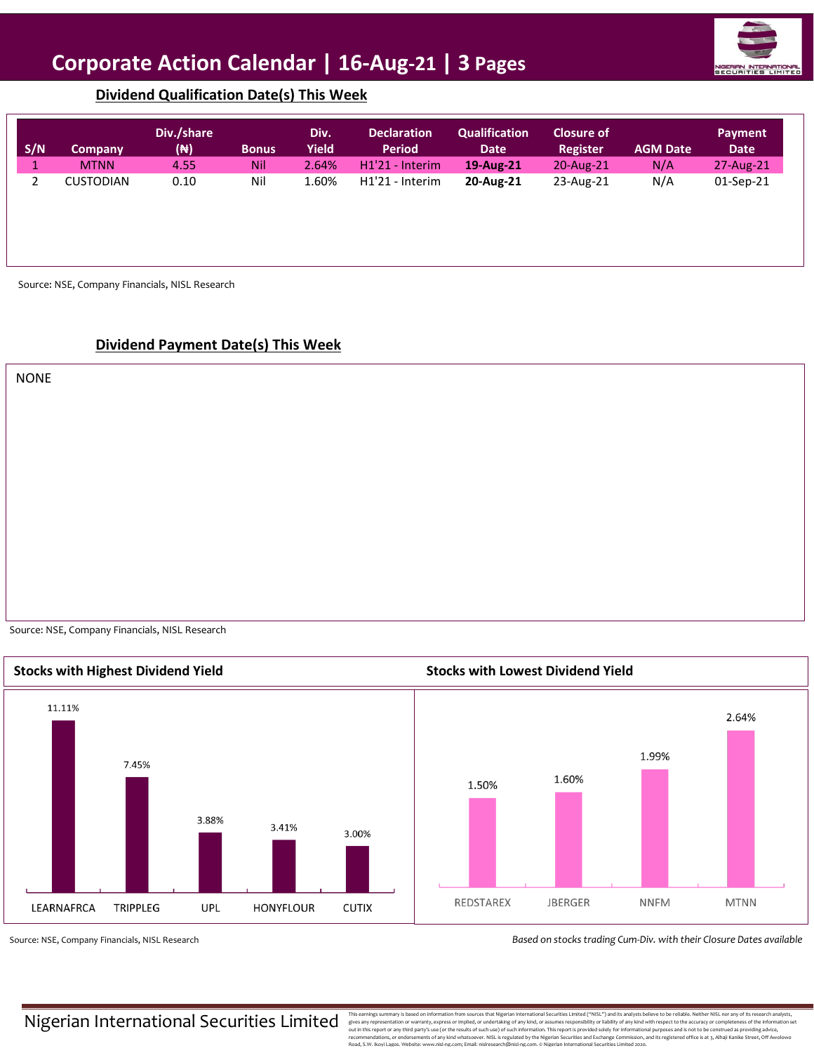# Corporate Action Calendar | 16-Aug-21 | 3 Pages

## Dividend Qualification Date(s) This Week

| S/N | Company | Div./share (₦) | Bonus | Div. Yield | Declaration Period | Qualification Date | Closure of Register | AGM Date | Payment Date |
|---|---|---|---|---|---|---|---|---|---|
| 1 | MTNN | 4.55 | Nil | 2.64% | H1'21 - Interim | **19-Aug-21** | 20-Aug-21 | N/A | 27-Aug-21 |
| 2 | CUSTODIAN | 0.10 | Nil | 1.60% | H1'21 - Interim | **20-Aug-21** | 23-Aug-21 | N/A | 01-Sep-21 |

Source: NSE, Company Financials, NISL Research

## Dividend Payment Date(s) This Week

NONE

Source: NSE, Company Financials, NISL Research

### Stocks with Highest Dividend Yield

11.11%
7.45%
3.88%
3.41%
3.00%

LEARNAFRCA
TRIPPLEG
UPL
HONYFLOUR
CUTIX

### Stocks with Lowest Dividend Yield

1.50%
1.60%
1.99%
2.64%

REDSTAREX
JBERGER
NNFM
MTNN

Source: NSE, Company Financials, NISL Research

*Based on stocks trading Cum-Div. with their Closure Dates available*

Nigerian International Securities Limited

This earnings summary is based on information from sources that Nigerian International Securities Limited ("NISL") and its analysts believe to be reliable. Neither NISL nor any of its research analysts, gives any representation or warranty, express or implied, or undertaking of any kind, or assumes responsibility or liability of any kind with respect to the accuracy or completeness of the information set out in this report or any third party's use (or the results of such use) of such information. This report is provided solely for informational purposes and is not to be construed as providing advice, recommendations, or endorsements of any kind whatsoever. NISL is regulated by the Nigerian Securities and Exchange Commission, and its registered office is at 3, Alhaji Kanike Street, Off Awolowo Road, S.W. Ikoyi Lagos. Website: www.nisl-ng.com; Email: nislresearch@nisl-ng.com. © Nigerian International Securities Limited 2020.